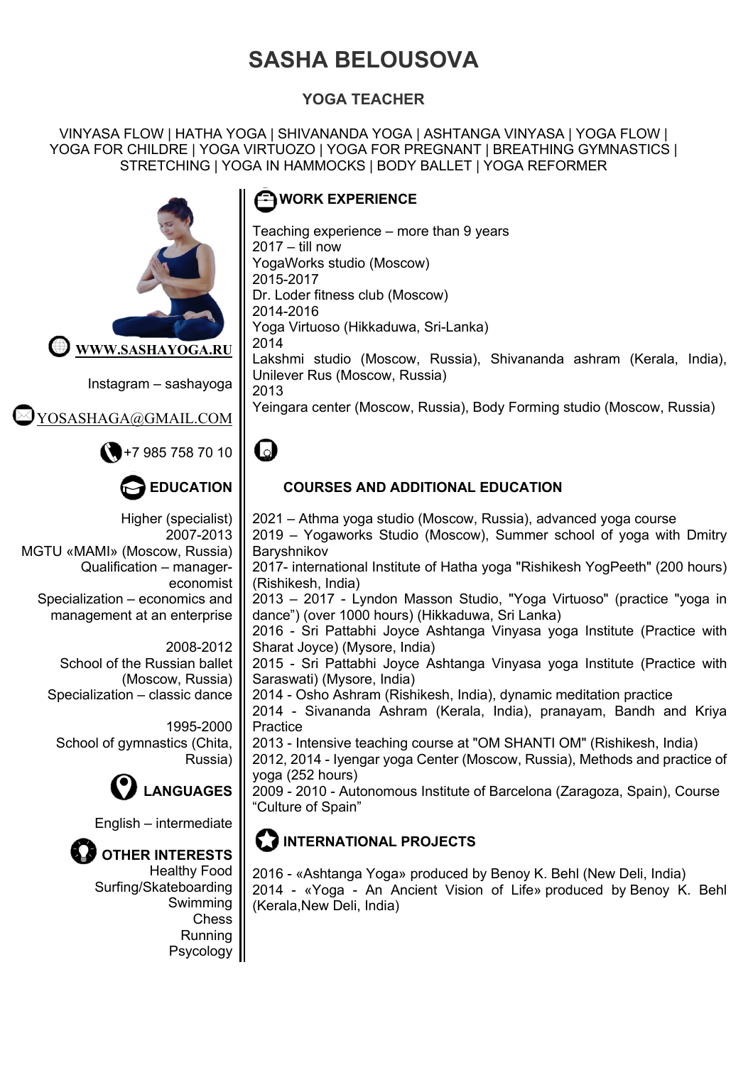# SASHA BELOUSOVA

## YOGA TEACHER

VINYASA FLOW | HATHA YOGA | SHIVANANDA YOGA | ASHTANGA VINYASA | YOGA FLOW | YOGA FOR CHILDRE | YOGA VIRTUOZO | YOGA FOR PREGNANT | BREATHING GYMNASTICS | STRETCHING | YOGA IN HAMMOCKS | BODY BALLET | YOGA REFORMER

WWW.SASHAYOGA.RU

Instagram – sashayoga

YOSASHAGA@GMAIL.COM

+7 985 758 70 10

### EDUCATION

Higher (specialist)
2007-2013
MGTU «MAMI» (Moscow, Russia)
Qualification – manager-economist
Specialization – economics and management at an enterprise

2008-2012
School of the Russian ballet (Moscow, Russia)
Specialization – classic dance

1995-2000
School of gymnastics (Chita, Russia)

### LANGUAGES

English – intermediate

### OTHER INTERESTS

Healthy Food
Surfing/Skateboarding
Swimming
Chess
Running
Psycology

### WORK EXPERIENCE

Teaching experience – more than 9 years
2017 – till now
YogaWorks studio (Moscow)
2015-2017
Dr. Loder fitness club (Moscow)
2014-2016
Yoga Virtuoso (Hikkaduwa, Sri-Lanka)
2014
Lakshmi studio (Moscow, Russia), Shivananda ashram (Kerala, India), Unilever Rus (Moscow, Russia)
2013
Yeingara center (Moscow, Russia), Body Forming studio (Moscow, Russia)

### COURSES AND ADDITIONAL EDUCATION

2021 – Athma yoga studio (Moscow, Russia), advanced yoga course
2019 – Yogaworks Studio (Moscow), Summer school of yoga with Dmitry Baryshnikov
2017- international Institute of Hatha yoga "Rishikesh YogPeeth" (200 hours) (Rishikesh, India)
2013 – 2017 - Lyndon Masson Studio, "Yoga Virtuoso" (practice "yoga in dance") (over 1000 hours) (Hikkaduwa, Sri Lanka)
2016 - Sri Pattabhi Joyce Ashtanga Vinyasa yoga Institute (Practice with Sharat Joyce) (Mysore, India)
2015 - Sri Pattabhi Joyce Ashtanga Vinyasa yoga Institute (Practice with Saraswati) (Mysore, India)
2014 - Osho Ashram (Rishikesh, India), dynamic meditation practice
2014 - Sivananda Ashram (Kerala, India), pranayam, Bandh and Kriya Practice
2013 - Intensive teaching course at "OM SHANTI OM" (Rishikesh, India)
2012, 2014 - Iyengar yoga Center (Moscow, Russia), Methods and practice of yoga (252 hours)
2009 - 2010 - Autonomous Institute of Barcelona (Zaragoza, Spain), Course "Culture of Spain"

### INTERNATIONAL PROJECTS

2016 - «Ashtanga Yoga» produced by Benoy K. Behl (New Deli, India)
2014 - «Yoga - An Ancient Vision of Life» produced by Benoy K. Behl (Kerala,New Deli, India)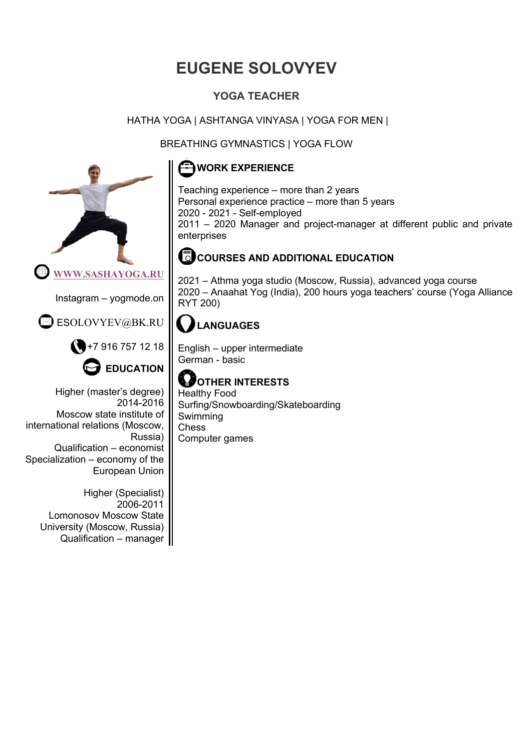# EUGENE SOLOVYEV

### YOGA TEACHER

HATHA YOGA | ASHTANGA VINYASA | YOGA FOR MEN |

BREATHING GYMNASTICS | YOGA FLOW

WWW.SASHAYOGA.RU

Instagram – yogmode.on

ESOLOVYEV@BK.RU

+7 916 757 12 18

## EDUCATION

Higher (master's degree)
2014-2016
Moscow state institute of international relations (Moscow, Russia)
Qualification – economist
Specialization – economy of the European Union

Higher (Specialist)
2006-2011
Lomonosov Moscow State University (Moscow, Russia)
Qualification – manager

## WORK EXPERIENCE

Teaching experience – more than 2 years
Personal experience practice – more than 5 years
2020 - 2021 - Self-employed
2011 – 2020 Manager and project-manager at different public and private enterprises

## COURSES AND ADDITIONAL EDUCATION

2021 – Athma yoga studio (Moscow, Russia), advanced yoga course
2020 – Anaahat Yog (India), 200 hours yoga teachers' course (Yoga Alliance RYT 200)

## LANGUAGES

English – upper intermediate
German - basic

## OTHER INTERESTS

Healthy Food
Surfing/Snowboarding/Skateboarding
Swimming
Chess
Computer games